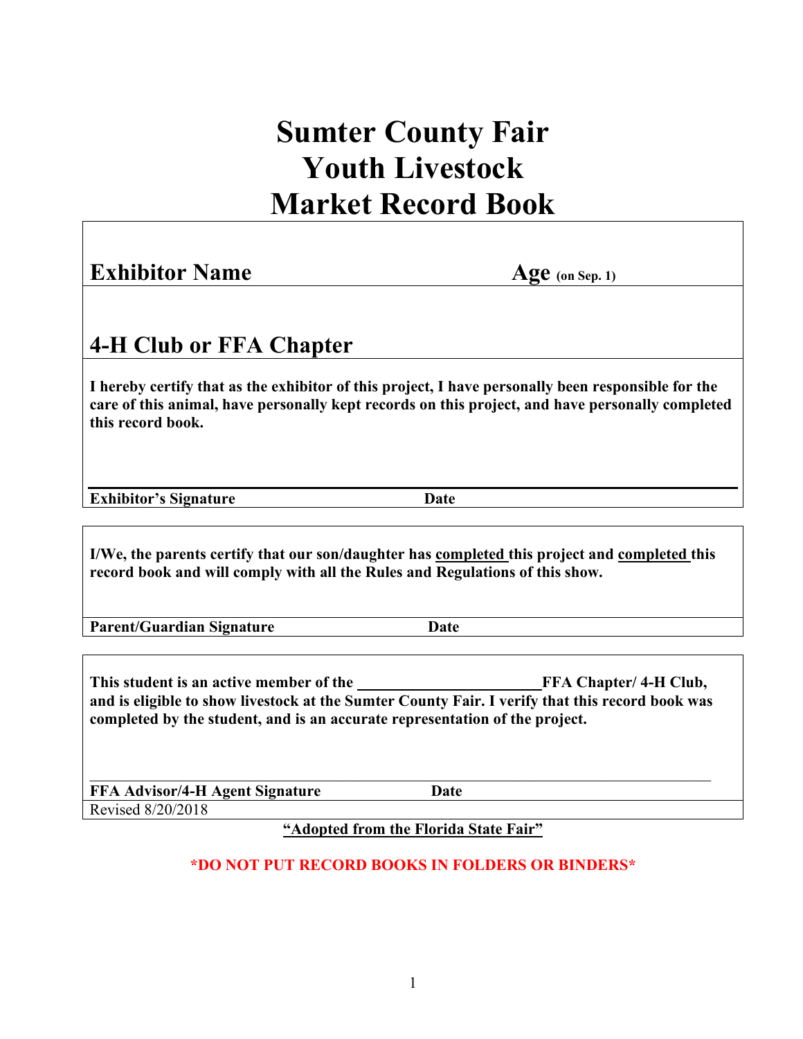# Sumter County Fair
# Youth Livestock
# Market Record Book

**Exhibitor Name** **Age** **(on Sep. 1)**

**4-H Club or FFA Chapter**

**I hereby certify that as the exhibitor of this project, I have personally been responsible for the care of this animal, have personally kept records on this project, and have personally completed this record book.**

**Exhibitor's Signature** **Date**

**I/We, the parents certify that our son/daughter has completed this project and completed this record book and will comply with all the Rules and Regulations of this show.**

**Parent/Guardian Signature** **Date**

**This student is an active member of the \_\_\_\_\_\_\_\_\_\_\_\_\_\_\_\_\_\_\_\_\_\_\_\_ FFA Chapter/ 4-H Club, and is eligible to show livestock at the Sumter County Fair. I verify that this record book was completed by the student, and is an accurate representation of the project.**

**FFA Advisor/4-H Agent Signature** **Date**

Revised 8/20/2018

**"Adopted from the Florida State Fair"**

**\*DO NOT PUT RECORD BOOKS IN FOLDERS OR BINDERS\***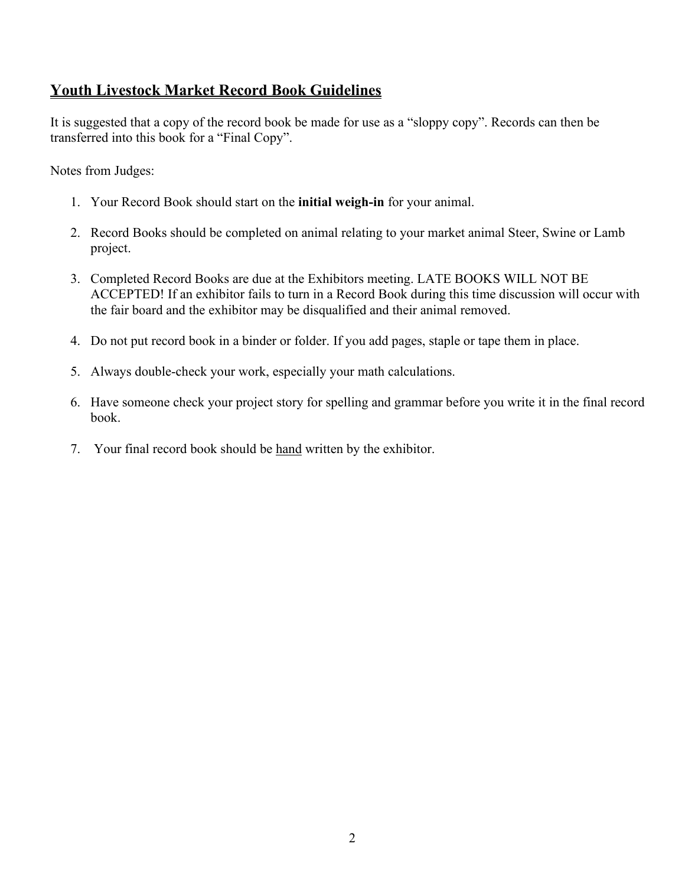## <u>Youth Livestock Market Record Book Guidelines</u>

It is suggested that a copy of the record book be made for use as a "sloppy copy". Records can then be transferred into this book for a "Final Copy".

Notes from Judges:

1. Your Record Book should start on the **initial weigh-in** for your animal.

2. Record Books should be completed on animal relating to your market animal Steer, Swine or Lamb project.

3. Completed Record Books are due at the Exhibitors meeting. LATE BOOKS WILL NOT BE ACCEPTED! If an exhibitor fails to turn in a Record Book during this time discussion will occur with the fair board and the exhibitor may be disqualified and their animal removed.

4. Do not put record book in a binder or folder. If you add pages, staple or tape them in place.

5. Always double-check your work, especially your math calculations.

6. Have someone check your project story for spelling and grammar before you write it in the final record book.

7. Your final record book should be <u>hand</u> written by the exhibitor.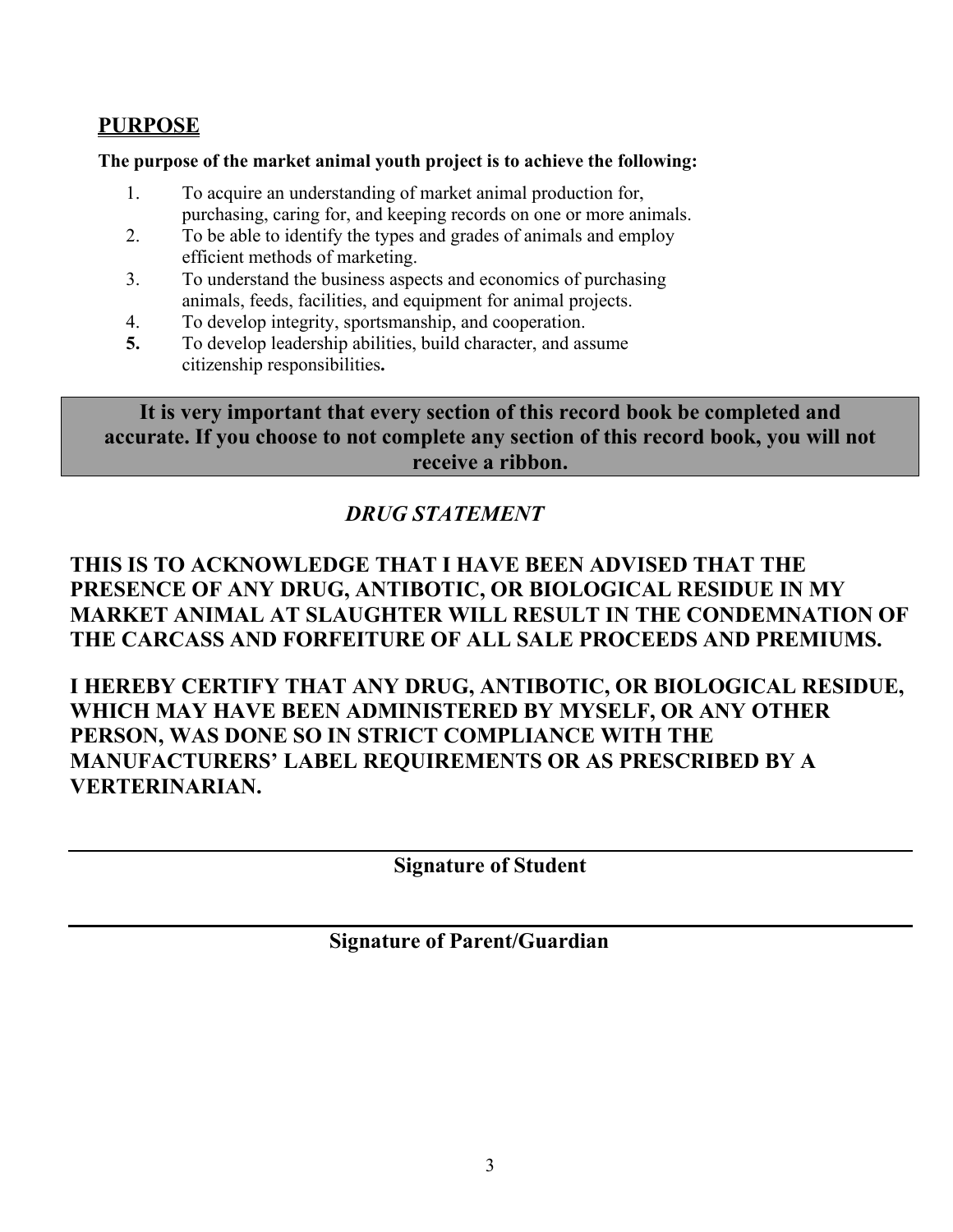## PURPOSE

**The purpose of the market animal youth project is to achieve the following:**

1. To acquire an understanding of market animal production for, purchasing, caring for, and keeping records on one or more animals.
2. To be able to identify the types and grades of animals and employ efficient methods of marketing.
3. To understand the business aspects and economics of purchasing animals, feeds, facilities, and equipment for animal projects.
4. To develop integrity, sportsmanship, and cooperation.
5. To develop leadership abilities, build character, and assume citizenship responsibilities**.**

**It is very important that every section of this record book be completed and accurate. If you choose to not complete any section of this record book, you will not receive a ribbon.**

***DRUG STATEMENT***

**THIS IS TO ACKNOWLEDGE THAT I HAVE BEEN ADVISED THAT THE PRESENCE OF ANY DRUG, ANTIBOTIC, OR BIOLOGICAL RESIDUE IN MY MARKET ANIMAL AT SLAUGHTER WILL RESULT IN THE CONDEMNATION OF THE CARCASS AND FORFEITURE OF ALL SALE PROCEEDS AND PREMIUMS.**

**I HEREBY CERTIFY THAT ANY DRUG, ANTIBOTIC, OR BIOLOGICAL RESIDUE, WHICH MAY HAVE BEEN ADMINISTERED BY MYSELF, OR ANY OTHER PERSON, WAS DONE SO IN STRICT COMPLIANCE WITH THE MANUFACTURERS' LABEL REQUIREMENTS OR AS PRESCRIBED BY A VERTERINARIAN.**

______________________________________

**Signature of Student**

______________________________________

**Signature of Parent/Guardian**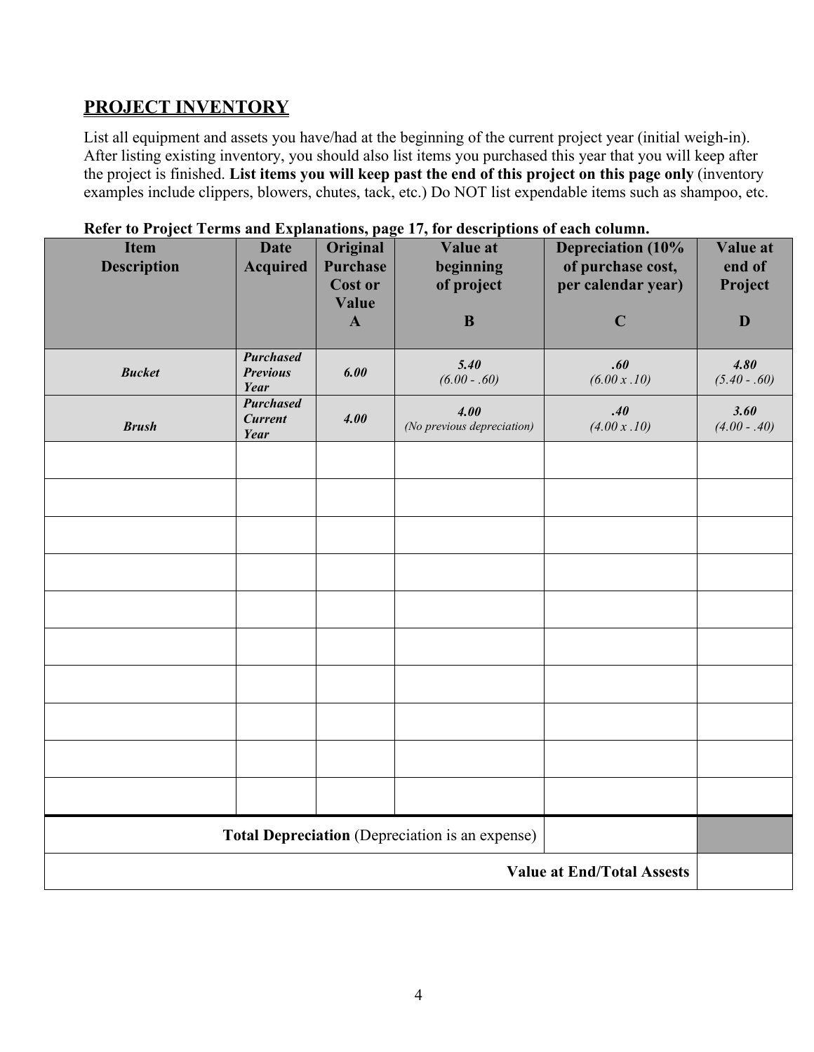## PROJECT INVENTORY

List all equipment and assets you have/had at the beginning of the current project year (initial weigh-in). After listing existing inventory, you should also list items you purchased this year that you will keep after the project is finished. **List items you will keep past the end of this project on this page only** (inventory examples include clippers, blowers, chutes, tack, etc.) Do NOT list expendable items such as shampoo, etc.

**Refer to Project Terms and Explanations, page 17, for descriptions of each column.**

| Item Description | Date Acquired | Original Purchase Cost or Value A | Value at beginning of project B | Depreciation (10% of purchase cost, per calendar year) C | Value at end of Project D |
|---|---|---|---|---|---|
| ***Bucket*** | ***Purchased Previous Year*** | ***6.00*** | ***5.40*** *(6.00 - .60)* | ***.60*** *(6.00 x .10)* | ***4.80*** *(5.40 - .60)* |
| ***Brush*** | ***Purchased Current Year*** | ***4.00*** | ***4.00*** *(No previous depreciation)* | ***.40*** *(4.00 x .10)* | ***3.60*** *(4.00 - .40)* |
| | | | | | |
| | | | | | |
| | | | | | |
| | | | | | |
| | | | | | |
| | | | | | |
| | | | | | |
| | | | | | |
| | | | | | |
| | | | | | |
| | | | **Total Depreciation** (Depreciation is an expense) | | |
| | | | | **Value at End/Total Assests** | |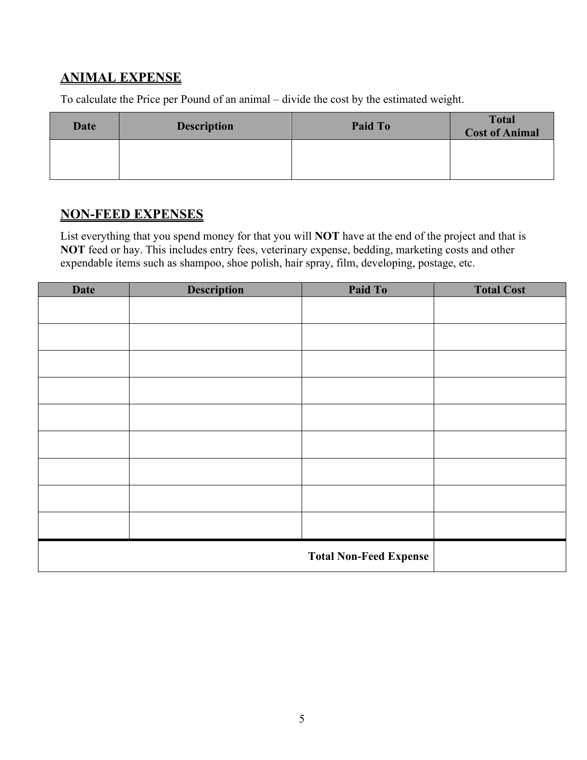## ANIMAL EXPENSE

To calculate the Price per Pound of an animal – divide the cost by the estimated weight.

| Date | Description | Paid To | Total Cost of Animal |
|---|---|---|---|
| | | | |

## NON-FEED EXPENSES

List everything that you spend money for that you will **NOT** have at the end of the project and that is **NOT** feed or hay. This includes entry fees, veterinary expense, bedding, marketing costs and other expendable items such as shampoo, shoe polish, hair spray, film, developing, postage, etc.

| Date | Description | Paid To | Total Cost |
|---|---|---|---|
| | | | |
| | | | |
| | | | |
| | | | |
| | | | |
| | | | |
| | | | |
| | | | |
| | | | |
| | | **Total Non-Feed Expense** | |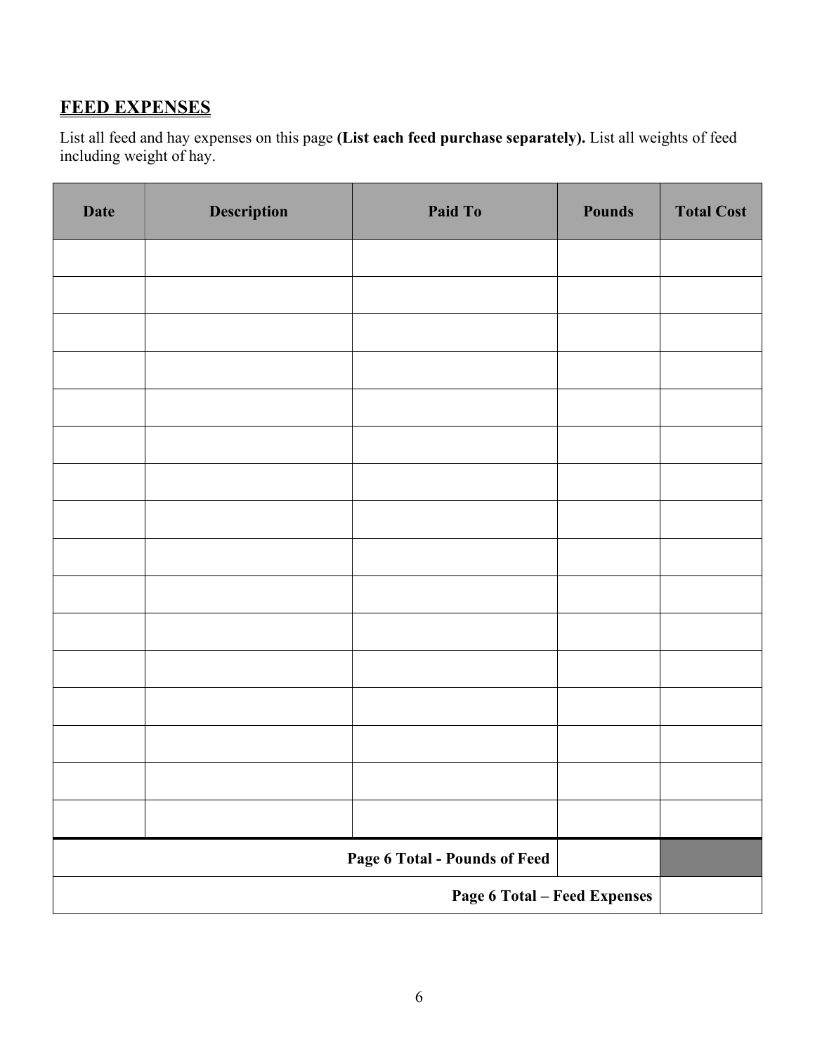## FEED EXPENSES

List all feed and hay expenses on this page **(List each feed purchase separately).** List all weights of feed including weight of hay.

| Date | Description | Paid To | Pounds | Total Cost |
|---|---|---|---|---|
| | | | | |
| | | | | |
| | | | | |
| | | | | |
| | | | | |
| | | | | |
| | | | | |
| | | | | |
| | | | | |
| | | | | |
| | | | | |
| | | | | |
| | | | | |
| | | | | |
| | | | | |
| | | | | |
| | | **Page 6 Total - Pounds of Feed** | | |
| | | | **Page 6 Total – Feed Expenses** | |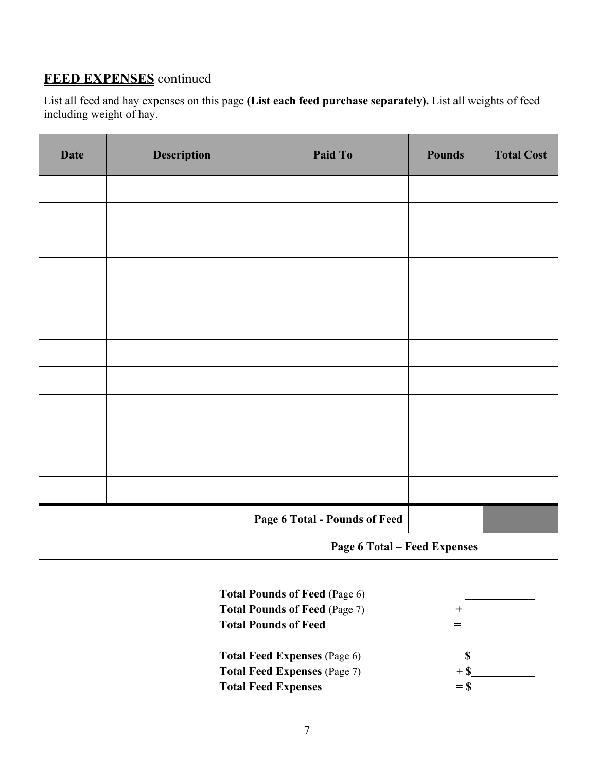## **<u>FEED EXPENSES</u>** continued

List all feed and hay expenses on this page **(List each feed purchase separately).** List all weights of feed including weight of hay.

| Date | Description | Paid To | Pounds | Total Cost |
|---|---|---|---|---|
| | | | | |
| | | | | |
| | | | | |
| | | | | |
| | | | | |
| | | | | |
| | | | | |
| | | | | |
| | | | | |
| | | | | |
| | | | | |
| | | | | |
| | | **Page 6 Total - Pounds of Feed** | | |
| | | | **Page 6 Total – Feed Expenses** | |

**Total Pounds of Feed** (Page 6) ____________

**Total Pounds of Feed** (Page 7) + ____________

**Total Pounds of Feed** = ____________

**Total Feed Expenses** (Page 6) **$**____________

**Total Feed Expenses** (Page 7) **+ $**____________

**Total Feed Expenses** **= $**____________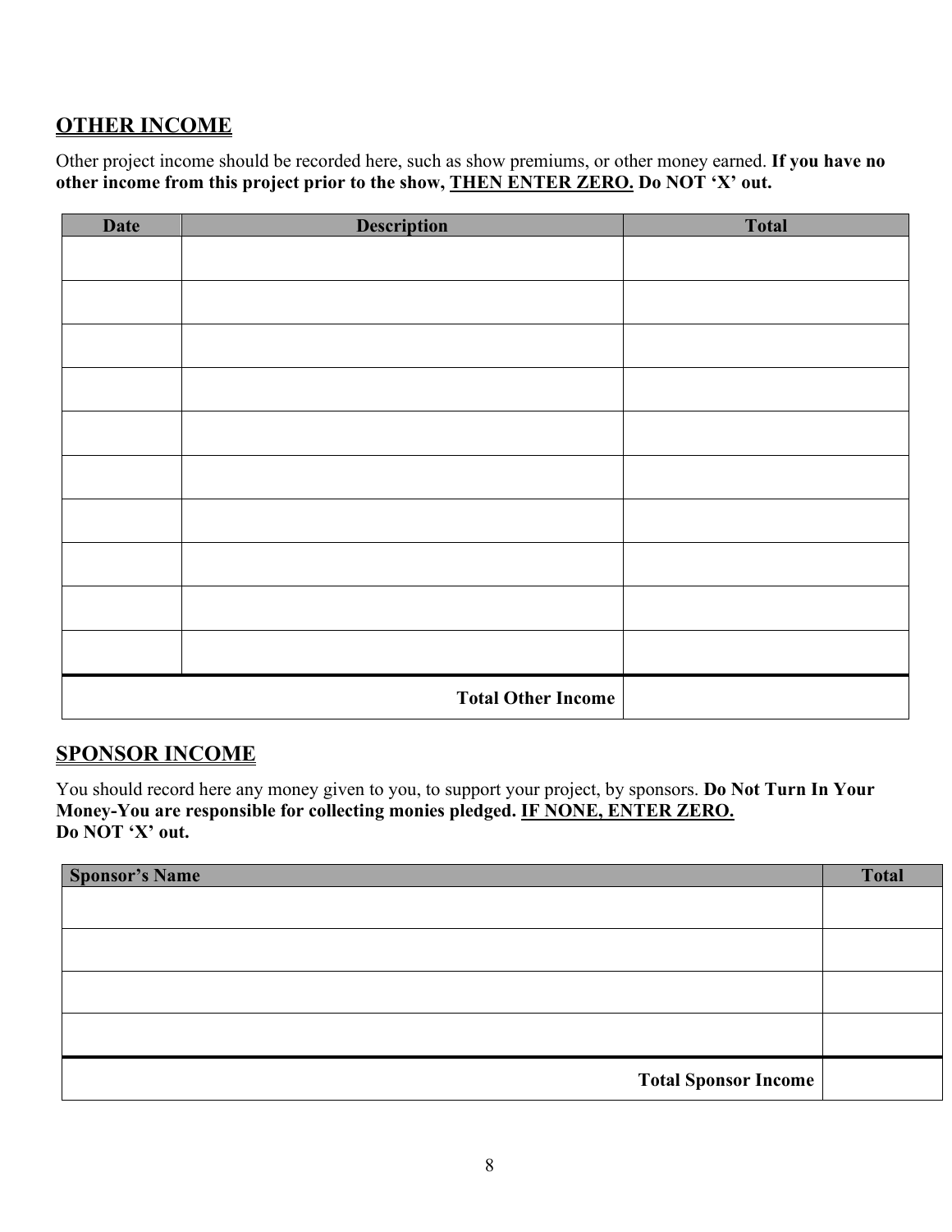## OTHER INCOME

Other project income should be recorded here, such as show premiums, or other money earned. **If you have no other income from this project prior to the show, THEN ENTER ZERO. Do NOT 'X' out.**

| Date | Description | Total |
|---|---|---|
| | | |
| | | |
| | | |
| | | |
| | | |
| | | |
| | | |
| | | |
| | | |
| | | |
| | **Total Other Income** | |

## SPONSOR INCOME

You should record here any money given to you, to support your project, by sponsors. **Do Not Turn In Your Money-You are responsible for collecting monies pledged. IF NONE, ENTER ZERO. Do NOT 'X' out.**

| Sponsor's Name | Total |
|---|---|
| | |
| | |
| | |
| | |
| **Total Sponsor Income** | |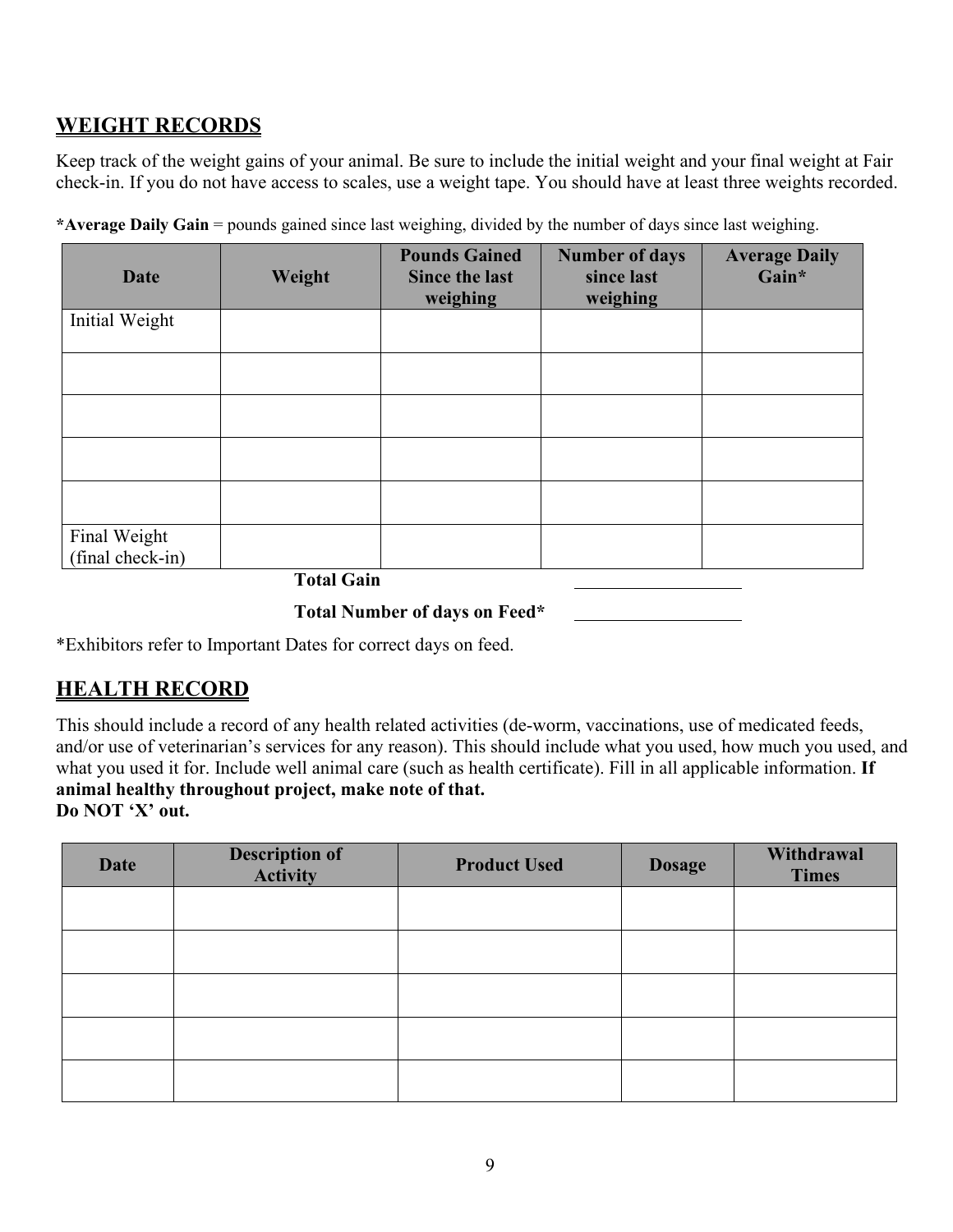## WEIGHT RECORDS

Keep track of the weight gains of your animal. Be sure to include the initial weight and your final weight at Fair check-in. If you do not have access to scales, use a weight tape. You should have at least three weights recorded.

***Average Daily Gain** = pounds gained since last weighing, divided by the number of days since last weighing.

| Date | Weight | Pounds Gained Since the last weighing | Number of days since last weighing | Average Daily Gain* |
|---|---|---|---|---|
| Initial Weight | | | | |
| | | | | |
| | | | | |
| | | | | |
| | | | | |
| Final Weight (final check-in) | | | | |

**Total Gain** ___________________

**Total Number of days on Feed*** ___________________

*Exhibitors refer to Important Dates for correct days on feed.

## HEALTH RECORD

This should include a record of any health related activities (de-worm, vaccinations, use of medicated feeds, and/or use of veterinarian's services for any reason). This should include what you used, how much you used, and what you used it for. Include well animal care (such as health certificate). Fill in all applicable information. **If animal healthy throughout project, make note of that.**
**Do NOT 'X' out.**

| Date | Description of Activity | Product Used | Dosage | Withdrawal Times |
|---|---|---|---|---|
| | | | | |
| | | | | |
| | | | | |
| | | | | |
| | | | | |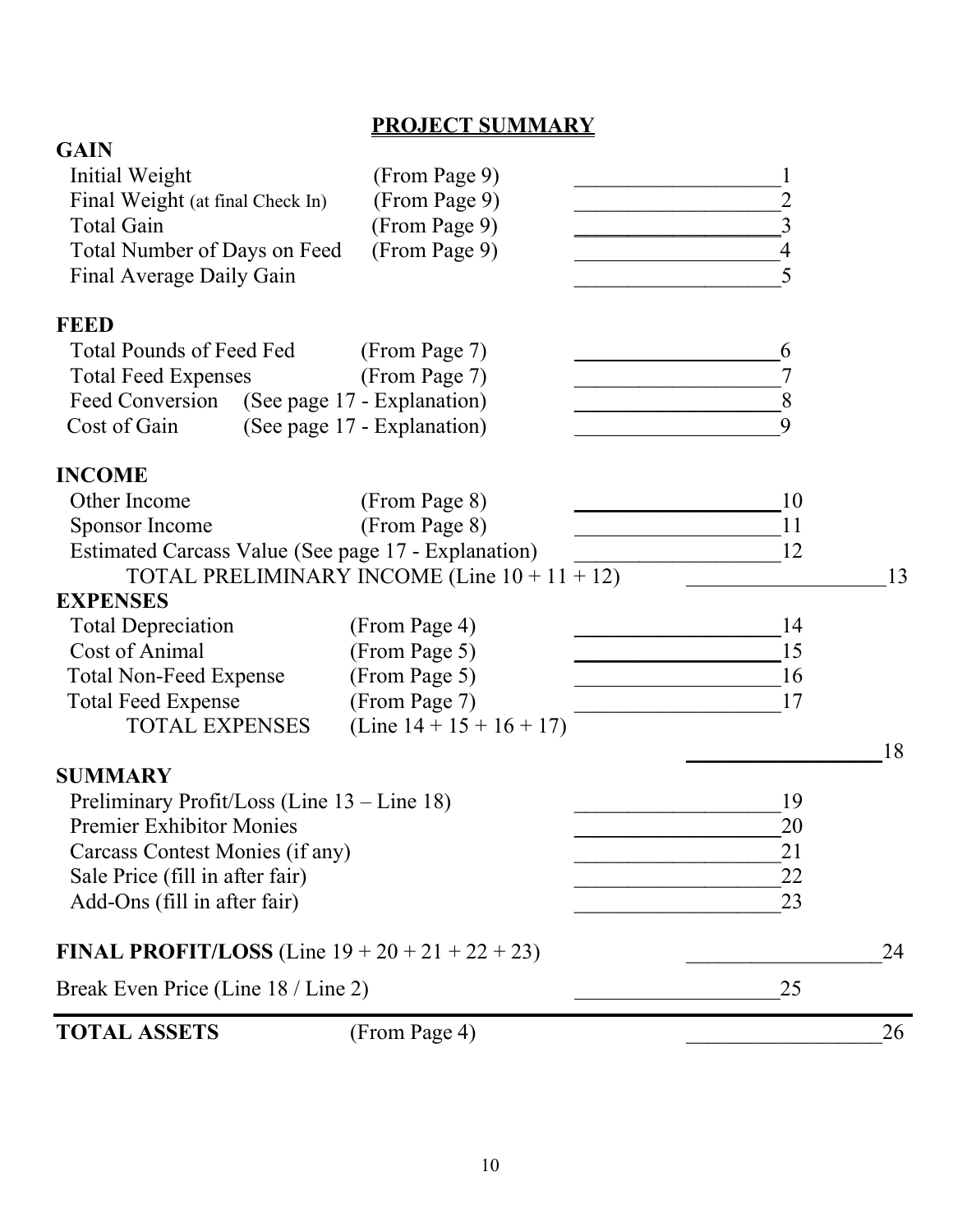## PROJECT SUMMARY

**GAIN**

| Item | Source | Value | Line |
|---|---|---|---|
| Initial Weight | (From Page 9) | ___________________ | 1 |
| Final Weight (at final Check In) | (From Page 9) | ___________________ | 2 |
| Total Gain | (From Page 9) | ___________________ | 3 |
| Total Number of Days on Feed | (From Page 9) | ___________________ | 4 |
| Final Average Daily Gain | | ___________________ | 5 |

**FEED**

| Item | Source | Value | Line |
|---|---|---|---|
| Total Pounds of Feed Fed | (From Page 7) | ___________________ | 6 |
| Total Feed Expenses | (From Page 7) | ___________________ | 7 |
| Feed Conversion | (See page 17 - Explanation) | ___________________ | 8 |
| Cost of Gain | (See page 17 - Explanation) | ___________________ | 9 |

**INCOME**

| Item | Source | Value | Line | Total | Line |
|---|---|---|---|---|---|
| Other Income | (From Page 8) | ___________________ | 10 | | |
| Sponsor Income | (From Page 8) | ___________________ | 11 | | |
| Estimated Carcass Value (See page 17 - Explanation) | | ___________________ | 12 | | |
| TOTAL PRELIMINARY INCOME (Line 10 + 11 + 12) | | | | ___________________ | 13 |

**EXPENSES**

| Item | Source | Value | Line | Total | Line |
|---|---|---|---|---|---|
| Total Depreciation | (From Page 4) | ___________________ | 14 | | |
| Cost of Animal | (From Page 5) | ___________________ | 15 | | |
| Total Non-Feed Expense | (From Page 5) | ___________________ | 16 | | |
| Total Feed Expense | (From Page 7) | ___________________ | 17 | | |
| TOTAL EXPENSES | (Line 14 + 15 + 16 + 17) | | | ___________________ | 18 |

**SUMMARY**

| Item | Value | Line | Total | Line |
|---|---|---|---|---|
| Preliminary Profit/Loss (Line 13 – Line 18) | ___________________ | 19 | | |
| Premier Exhibitor Monies | ___________________ | 20 | | |
| Carcass Contest Monies (if any) | ___________________ | 21 | | |
| Sale Price (fill in after fair) | ___________________ | 22 | | |
| Add-Ons (fill in after fair) | ___________________ | 23 | | |
| **FINAL PROFIT/LOSS** (Line 19 + 20 + 21 + 22 + 23) | | | ___________________ | 24 |
| Break Even Price (Line 18 / Line 2) | ___________________ | 25 | | |

---

| Item | Source | Total | Line |
|---|---|---|---|
| **TOTAL ASSETS** | (From Page 4) | ___________________ | 26 |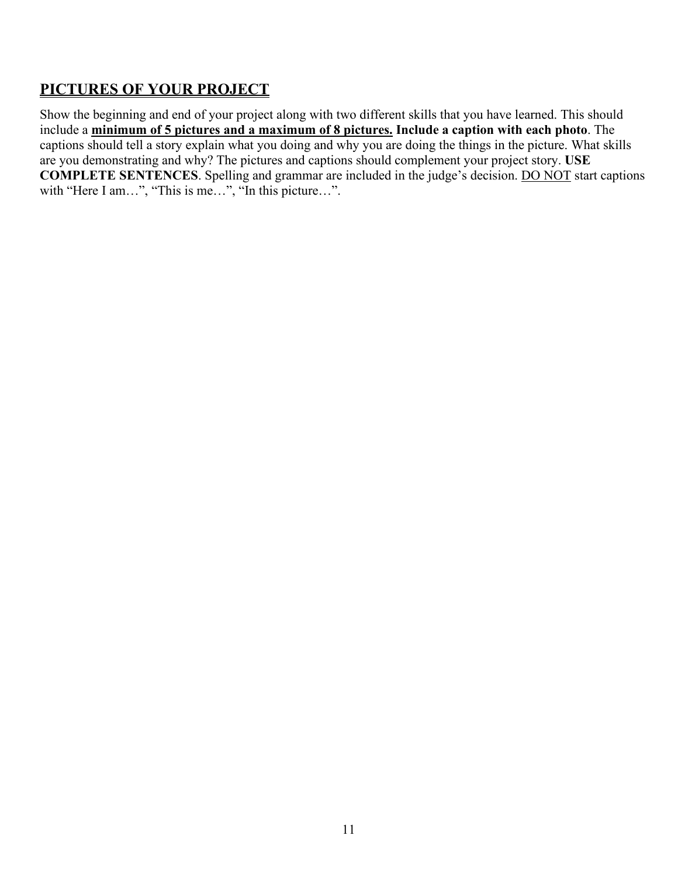## <u>**PICTURES OF YOUR PROJECT**</u>

Show the beginning and end of your project along with two different skills that you have learned. This should include a <u>**minimum of 5 pictures and a maximum of 8 pictures.**</u> **Include a caption with each photo**. The captions should tell a story explain what you doing and why you are doing the things in the picture. What skills are you demonstrating and why? The pictures and captions should complement your project story. **USE COMPLETE SENTENCES**. Spelling and grammar are included in the judge's decision. <u>DO NOT</u> start captions with "Here I am…", "This is me…", "In this picture…".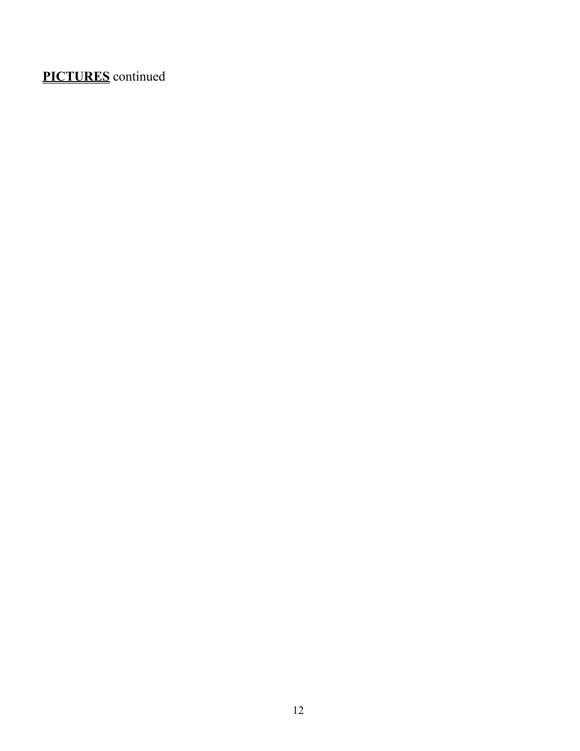**PICTURES** continued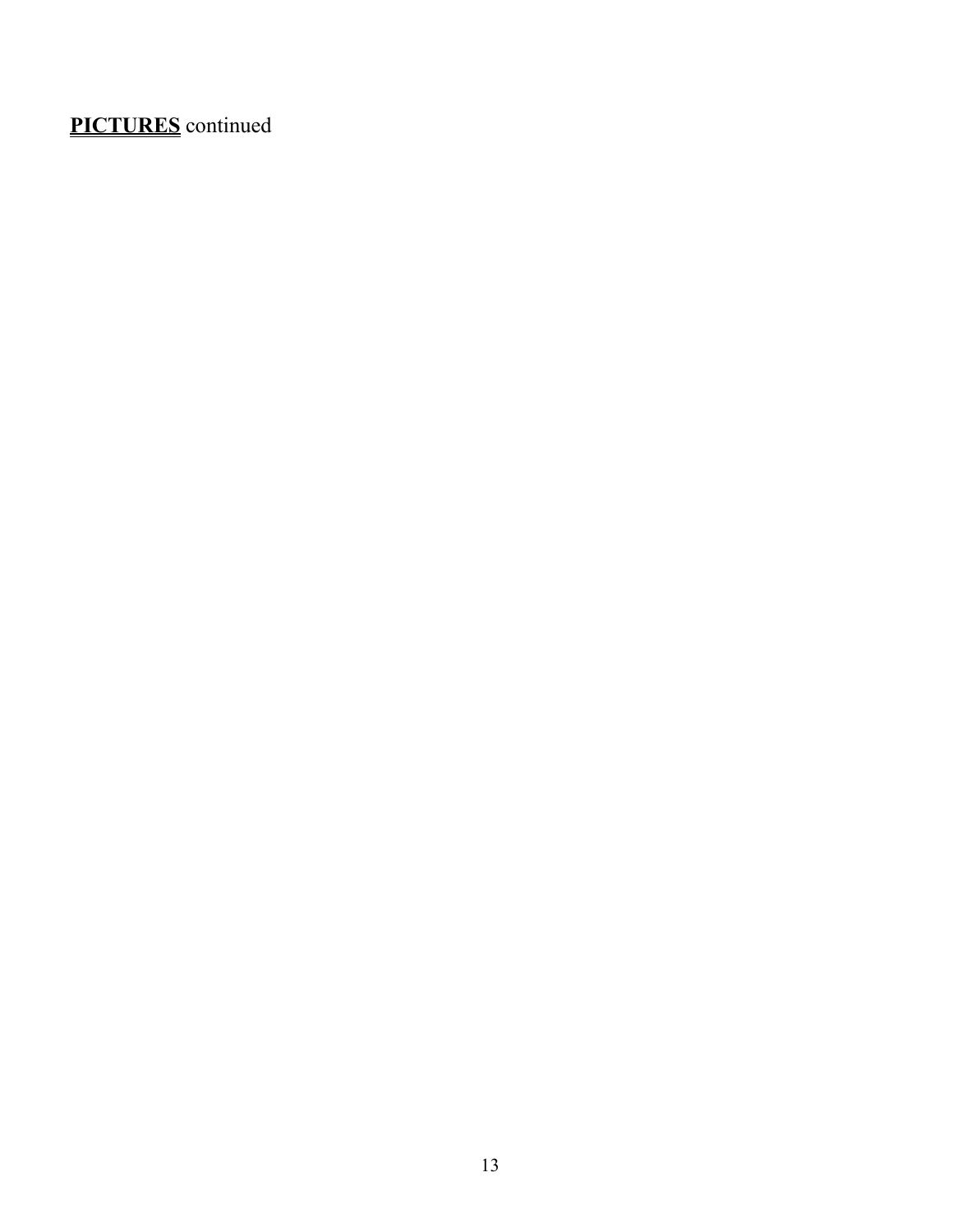**PICTURES** continued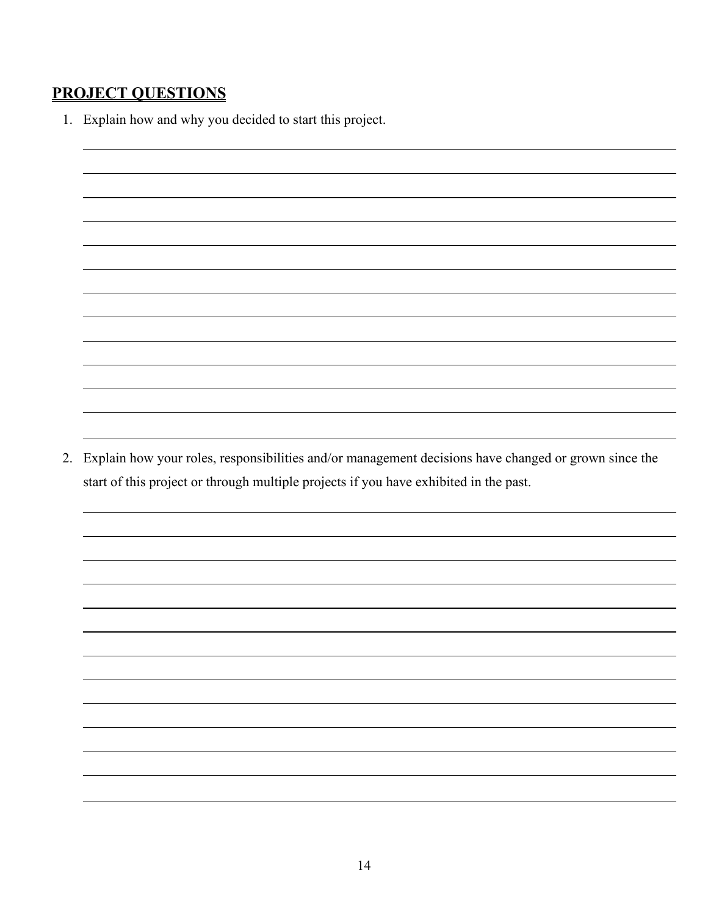## PROJECT QUESTIONS

1. Explain how and why you decided to start this project.

2. Explain how your roles, responsibilities and/or management decisions have changed or grown since the start of this project or through multiple projects if you have exhibited in the past.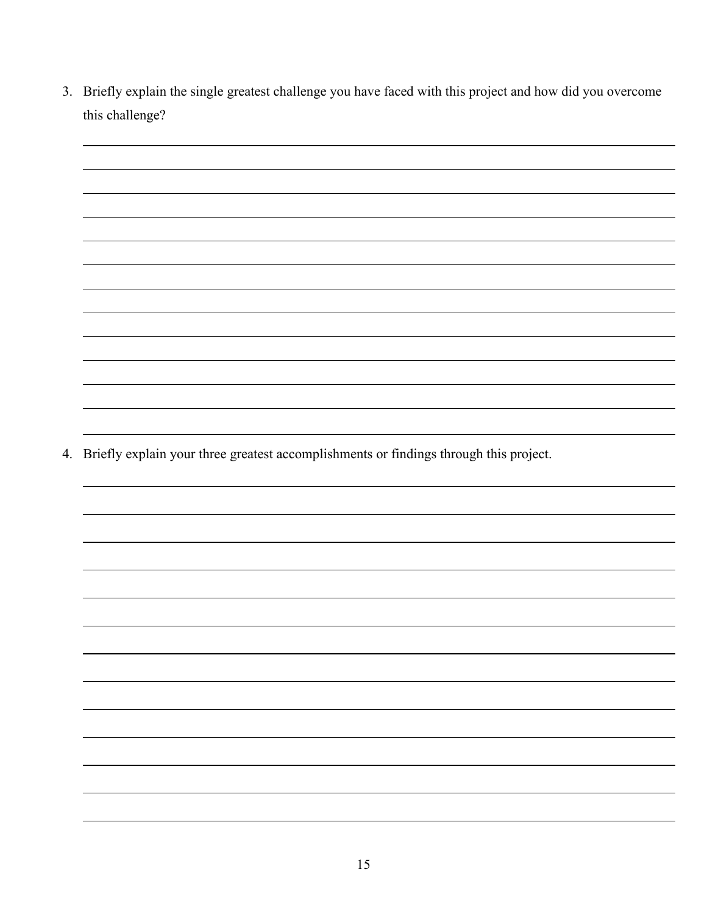3. Briefly explain the single greatest challenge you have faced with this project and how did you overcome this challenge?

4. Briefly explain your three greatest accomplishments or findings through this project.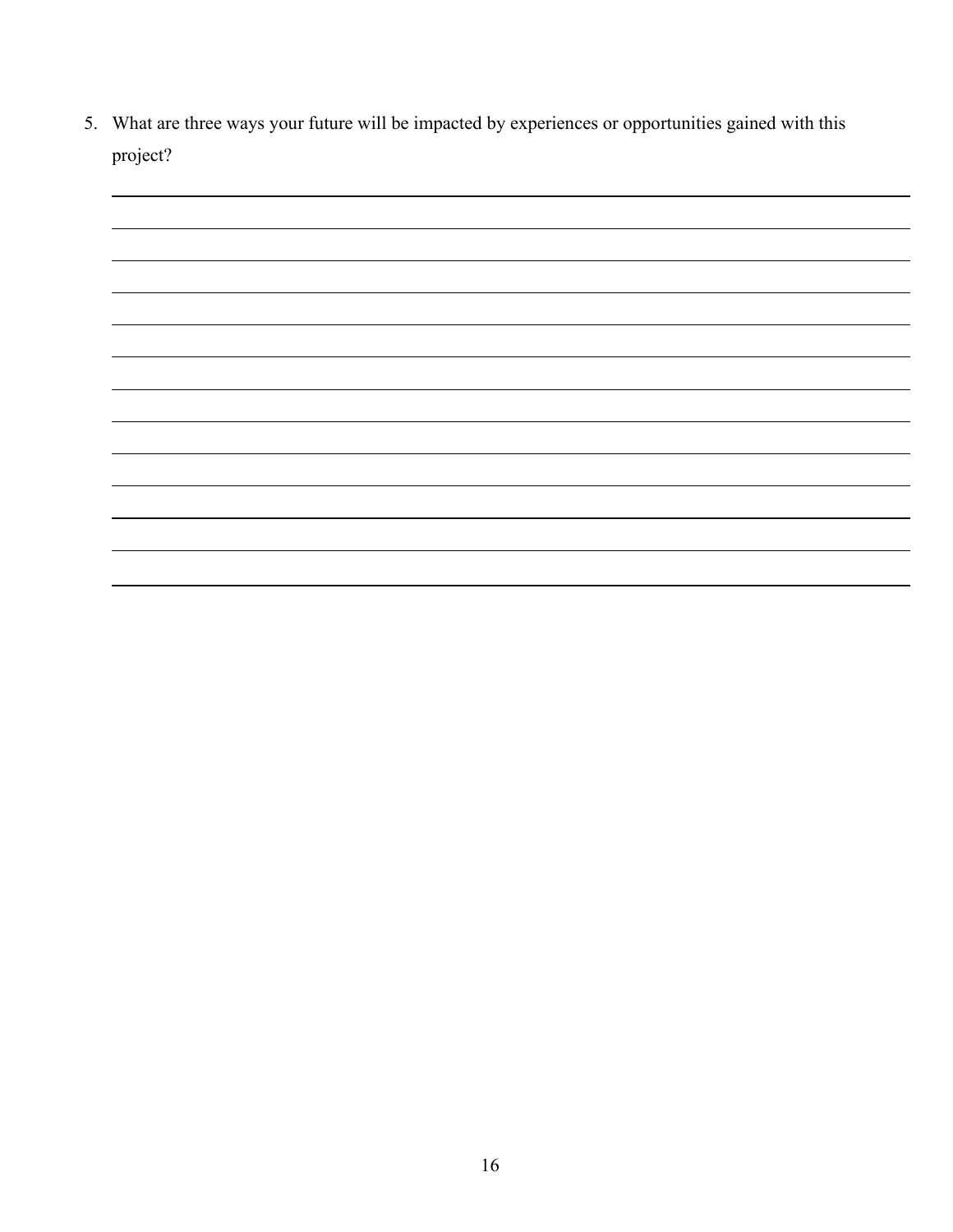5. What are three ways your future will be impacted by experiences or opportunities gained with this project?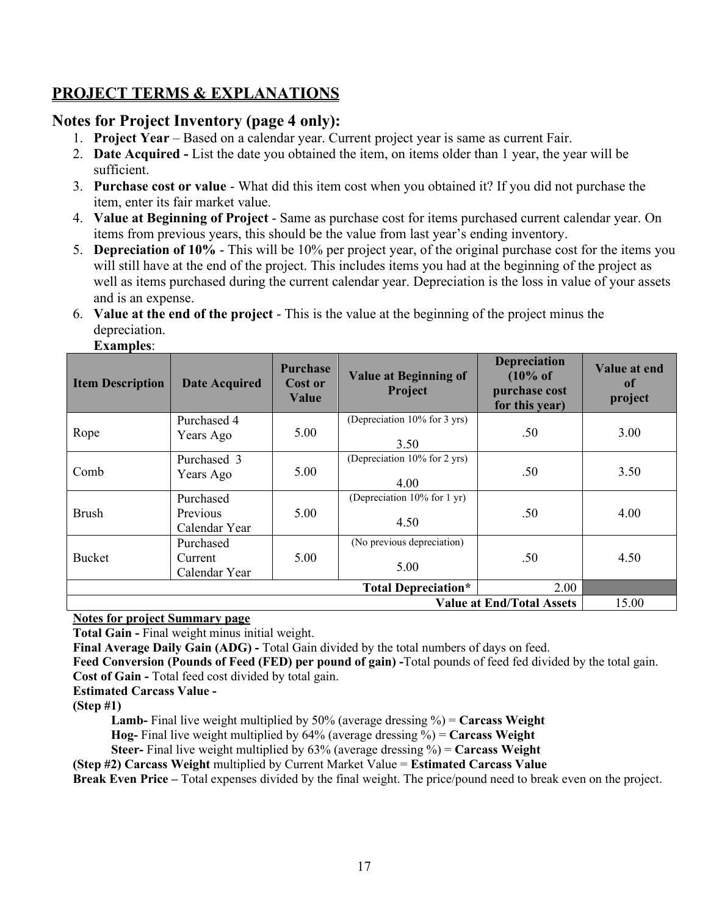## PROJECT TERMS & EXPLANATIONS

### Notes for Project Inventory (page 4 only):

1. **Project Year** – Based on a calendar year. Current project year is same as current Fair.
2. **Date Acquired -** List the date you obtained the item, on items older than 1 year, the year will be sufficient.
3. **Purchase cost or value** - What did this item cost when you obtained it? If you did not purchase the item, enter its fair market value.
4. **Value at Beginning of Project** - Same as purchase cost for items purchased current calendar year. On items from previous years, this should be the value from last year's ending inventory.
5. **Depreciation of 10%** - This will be 10% per project year, of the original purchase cost for the items you will still have at the end of the project. This includes items you had at the beginning of the project as well as items purchased during the current calendar year. Depreciation is the loss in value of your assets and is an expense.
6. **Value at the end of the project** - This is the value at the beginning of the project minus the depreciation.

**Examples**:

| Item Description | Date Acquired | Purchase Cost or Value | Value at Beginning of Project | Depreciation (10% of purchase cost for this year) | Value at end of project |
|---|---|---|---|---|---|
| Rope | Purchased 4 Years Ago | 5.00 | (Depreciation 10% for 3 yrs) 3.50 | .50 | 3.00 |
| Comb | Purchased 3 Years Ago | 5.00 | (Depreciation 10% for 2 yrs) 4.00 | .50 | 3.50 |
| Brush | Purchased Previous Calendar Year | 5.00 | (Depreciation 10% for 1 yr) 4.50 | .50 | 4.00 |
| Bucket | Purchased Current Calendar Year | 5.00 | (No previous depreciation) 5.00 | .50 | 4.50 |
| | | | **Total Depreciation*** | 2.00 | |
| | | | | **Value at End/Total Assets** | 15.00 |

**Notes for project Summary page**

**Total Gain -** Final weight minus initial weight.

**Final Average Daily Gain (ADG) -** Total Gain divided by the total numbers of days on feed.

**Feed Conversion (Pounds of Feed (FED) per pound of gain) -**Total pounds of feed fed divided by the total gain.

**Cost of Gain -** Total feed cost divided by total gain.

**Estimated Carcass Value -**

**(Step #1)**

- **Lamb-** Final live weight multiplied by 50% (average dressing %) = **Carcass Weight**
- **Hog-** Final live weight multiplied by 64% (average dressing %) = **Carcass Weight**
- **Steer-** Final live weight multiplied by 63% (average dressing %) = **Carcass Weight**

**(Step #2) Carcass Weight** multiplied by Current Market Value = **Estimated Carcass Value**

**Break Even Price –** Total expenses divided by the final weight. The price/pound need to break even on the project.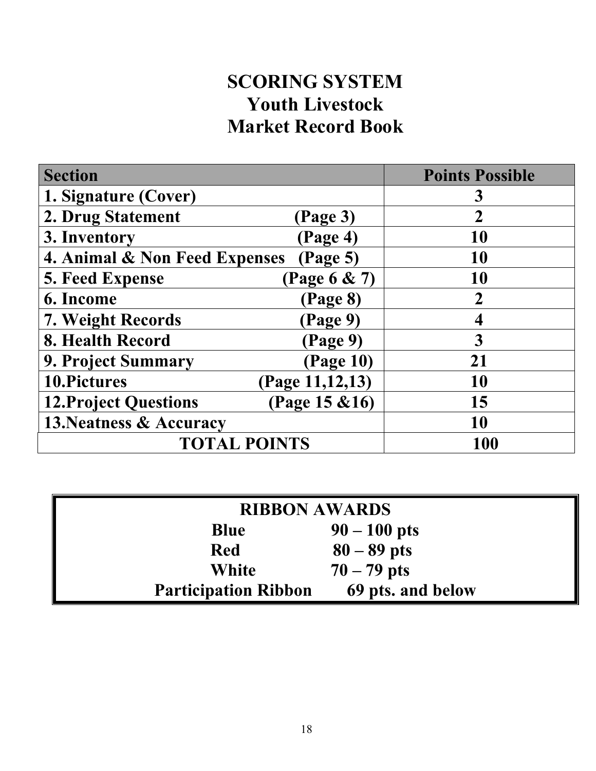# SCORING SYSTEM
# Youth Livestock
# Market Record Book

| Section | Points Possible |
|---|---|
| 1. Signature (Cover) | 3 |
| 2. Drug Statement (Page 3) | 2 |
| 3. Inventory (Page 4) | 10 |
| 4. Animal & Non Feed Expenses (Page 5) | 10 |
| 5. Feed Expense (Page 6 & 7) | 10 |
| 6. Income (Page 8) | 2 |
| 7. Weight Records (Page 9) | 4 |
| 8. Health Record (Page 9) | 3 |
| 9. Project Summary (Page 10) | 21 |
| 10.Pictures (Page 11,12,13) | 10 |
| 12.Project Questions (Page 15 &16) | 15 |
| 13.Neatness & Accuracy | 10 |
| **TOTAL POINTS** | **100** |

| RIBBON AWARDS | |
|---|---|
| Blue | 90 – 100 pts |
| Red | 80 – 89 pts |
| White | 70 – 79 pts |
| Participation Ribbon | 69 pts. and below |